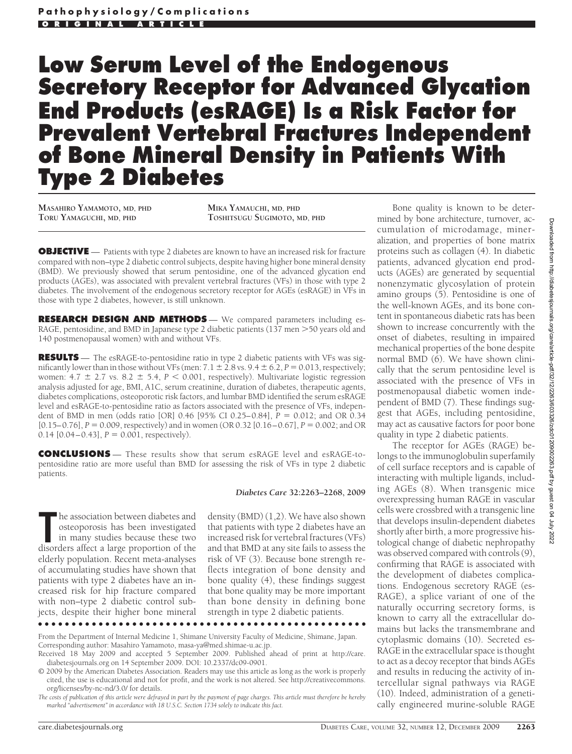Pathophysiology/Complications

ORIGINAL ARTICLE

# Low Serum Level of the Endogenous Secretory Receptor for Advanced Glycation End Products (esRAGE) Is a Risk Factor for Prevalent Vertebral Fractures Independent of Bone Mineral Density in Patients With Type 2 Diabetes

MASAHIRO YAMAMOTO, MD, PHD
TORU YAMAGUCHI, MD, PHD
MIKA YAMAUCHI, MD, PHD
TOSHITSUGU SUGIMOTO, MD, PHD

**OBJECTIVE** — Patients with type 2 diabetes are known to have an increased risk for fracture compared with non–type 2 diabetic control subjects, despite having higher bone mineral density (BMD). We previously showed that serum pentosidine, one of the advanced glycation end products (AGEs), was associated with prevalent vertebral fractures (VFs) in those with type 2 diabetes. The involvement of the endogenous secretory receptor for AGEs (esRAGE) in VFs in those with type 2 diabetes, however, is still unknown.

**RESEARCH DESIGN AND METHODS** — We compared parameters including esRAGE, pentosidine, and BMD in Japanese type 2 diabetic patients (137 men >50 years old and 140 postmenopausal women) with and without VFs.

**RESULTS** — The esRAGE-to-pentosidine ratio in type 2 diabetic patients with VFs was significantly lower than in those without VFs (men: 7.1 ± 2.8 vs. 9.4 ± 6.2, $P = 0.013$, respectively; women: 4.7 ± 2.7 vs. 8.2 ± 5.4, $P < 0.001$, respectively). Multivariate logistic regression analysis adjusted for age, BMI, A1C, serum creatinine, duration of diabetes, therapeutic agents, diabetes complications, osteoporotic risk factors, and lumbar BMD identified the serum esRAGE level and esRAGE-to-pentosidine ratio as factors associated with the presence of VFs, independent of BMD in men (odds ratio [OR] 0.46 [95% CI 0.25–0.84], $P = 0.012$; and OR 0.34 [0.15–0.76], $P = 0.009$, respectively) and in women (OR 0.32 [0.16–0.67], $P = 0.002$; and OR 0.14 [0.04–0.43], $P = 0.001$, respectively).

**CONCLUSIONS** — These results show that serum esRAGE level and esRAGE-to-pentosidine ratio are more useful than BMD for assessing the risk of VFs in type 2 diabetic patients.

*Diabetes Care* 32:2263–2268, 2009

The association between diabetes and osteoporosis has been investigated in many studies because these two disorders affect a large proportion of the elderly population. Recent meta-analyses of accumulating studies have shown that patients with type 2 diabetes have an increased risk for hip fracture compared with non–type 2 diabetic control subjects, despite their higher bone mineral density (BMD) (1,2). We have also shown that patients with type 2 diabetes have an increased risk for vertebral fractures (VFs) and that BMD at any site fails to assess the risk of VF (3). Because bone strength reflects integration of bone density and bone quality (4), these findings suggest that bone quality may be more important than bone density in defining bone strength in type 2 diabetic patients.

Bone quality is known to be determined by bone architecture, turnover, accumulation of microdamage, mineralization, and properties of bone matrix proteins such as collagen (4). In diabetic patients, advanced glycation end products (AGEs) are generated by sequential nonenzymatic glycosylation of protein amino groups (5). Pentosidine is one of the well-known AGEs, and its bone content in spontaneous diabetic rats has been shown to increase concurrently with the onset of diabetes, resulting in impaired mechanical properties of the bone despite normal BMD (6). We have shown clinically that the serum pentosidine level is associated with the presence of VFs in postmenopausal diabetic women independent of BMD (7). These findings suggest that AGEs, including pentosidine, may act as causative factors for poor bone quality in type 2 diabetic patients.

The receptor for AGEs (RAGE) belongs to the immunoglobulin superfamily of cell surface receptors and is capable of interacting with multiple ligands, including AGEs (8). When transgenic mice overexpressing human RAGE in vascular cells were crossbred with a transgenic line that develops insulin-dependent diabetes shortly after birth, a more progressive histological change of diabetic nephropathy was observed compared with controls (9), confirming that RAGE is associated with the development of diabetes complications. Endogenous secretory RAGE (esRAGE), a splice variant of one of the naturally occurring secretory forms, is known to carry all the extracellular domains but lacks the transmembrane and cytoplasmic domains (10). Secreted esRAGE in the extracellular space is thought to act as a decoy receptor that binds AGEs and results in reducing the activity of intercellular signal pathways via RAGE (10). Indeed, administration of a genetically engineered murine-soluble RAGE

From the Department of Internal Medicine 1, Shimane University Faculty of Medicine, Shimane, Japan.
Corresponding author: Masahiro Yamamoto, masa-ya@med.shimae-u.ac.jp.
Received 18 May 2009 and accepted 5 September 2009. Published ahead of print at http://care.diabetesjournals.org on 14 September 2009. DOI: 10.2337/dc09-0901.
© 2009 by the American Diabetes Association. Readers may use this article as long as the work is properly cited, the use is educational and not for profit, and the work is not altered. See http://creativecommons.org/licenses/by-nc-nd/3.0/ for details.
*The costs of publication of this article were defrayed in part by the payment of page charges. This article must therefore be hereby marked "advertisement" in accordance with 18 U.S.C. Section 1734 solely to indicate this fact.*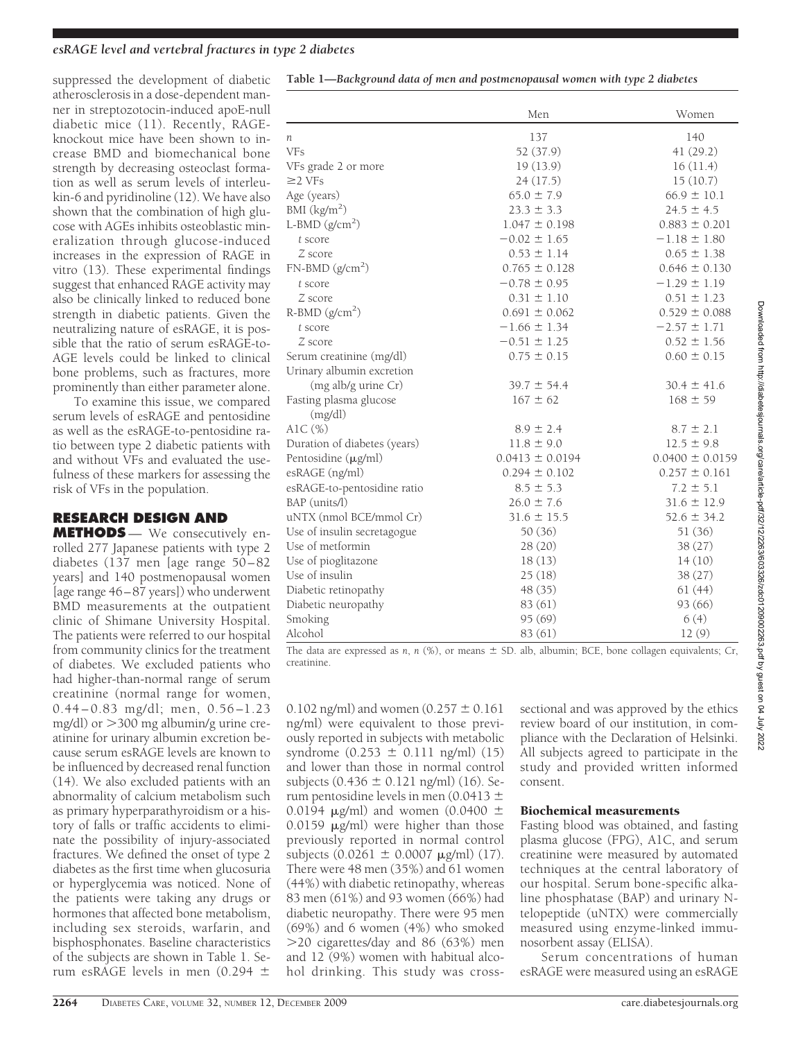suppressed the development of diabetic atherosclerosis in a dose-dependent manner in streptozotocin-induced apoE-null diabetic mice (11). Recently, RAGE-knockout mice have been shown to increase BMD and biomechanical bone strength by decreasing osteoclast formation as well as serum levels of interleukin-6 and pyridinoline (12). We have also shown that the combination of high glucose with AGEs inhibits osteoblastic mineralization through glucose-induced increases in the expression of RAGE in vitro (13). These experimental findings suggest that enhanced RAGE activity may also be clinically linked to reduced bone strength in diabetic patients. Given the neutralizing nature of esRAGE, it is possible that the ratio of serum esRAGE-to-AGE levels could be linked to clinical bone problems, such as fractures, more prominently than either parameter alone.

To examine this issue, we compared serum levels of esRAGE and pentosidine as well as the esRAGE-to-pentosidine ratio between type 2 diabetic patients with and without VFs and evaluated the usefulness of these markers for assessing the risk of VFs in the population.

## RESEARCH DESIGN AND METHODS

— We consecutively enrolled 277 Japanese patients with type 2 diabetes (137 men [age range 50–82 years] and 140 postmenopausal women [age range 46–87 years]) who underwent BMD measurements at the outpatient clinic of Shimane University Hospital. The patients were referred to our hospital from community clinics for the treatment of diabetes. We excluded patients who had higher-than-normal range of serum creatinine (normal range for women, 0.44–0.83 mg/dl; men, 0.56–1.23 mg/dl) or >300 mg albumin/g urine creatinine for urinary albumin excretion because serum esRAGE levels are known to be influenced by decreased renal function (14). We also excluded patients with an abnormality of calcium metabolism such as primary hyperparathyroidism or a history of falls or traffic accidents to eliminate the possibility of injury-associated fractures. We defined the onset of type 2 diabetes as the first time when glucosuria or hyperglycemia was noticed. None of the patients were taking any drugs or hormones that affected bone metabolism, including sex steroids, warfarin, and bisphosphonates. Baseline characteristics of the subjects are shown in Table 1. Serum esRAGE levels in men (0.294 ± 0.102 ng/ml) and women (0.257 ± 0.161 ng/ml) were equivalent to those previously reported in subjects with metabolic syndrome (0.253 ± 0.111 ng/ml) (15) and lower than those in normal control subjects (0.436 ± 0.121 ng/ml) (16). Serum pentosidine levels in men (0.0413 ± 0.0194 μg/ml) and women (0.0400 ± 0.0159 μg/ml) were higher than those previously reported in normal control subjects (0.0261 ± 0.0007 μg/ml) (17). There were 48 men (35%) and 61 women (44%) with diabetic retinopathy, whereas 83 men (61%) and 93 women (66%) had diabetic neuropathy. There were 95 men (69%) and 6 women (4%) who smoked >20 cigarettes/day and 86 (63%) men and 12 (9%) women with habitual alcohol drinking. This study was cross-sectional and was approved by the ethics review board of our institution, in compliance with the Declaration of Helsinki. All subjects agreed to participate in the study and provided written informed consent.

**Table 1—Background data of men and postmenopausal women with type 2 diabetes**

| | Men | Women |
|---|---|---|
| *n* | 137 | 140 |
| VFs | 52 (37.9) | 41 (29.2) |
| VFs grade 2 or more | 19 (13.9) | 16 (11.4) |
| ≥2 VFs | 24 (17.5) | 15 (10.7) |
| Age (years) | 65.0 ± 7.9 | 66.9 ± 10.1 |
| BMI (kg/m$^2$) | 23.3 ± 3.3 | 24.5 ± 4.5 |
| L-BMD (g/cm$^2$) | 1.047 ± 0.198 | 0.883 ± 0.201 |
| *t* score | −0.02 ± 1.65 | −1.18 ± 1.80 |
| *Z* score | 0.53 ± 1.14 | 0.65 ± 1.38 |
| FN-BMD (g/cm$^2$) | 0.765 ± 0.128 | 0.646 ± 0.130 |
| *t* score | −0.78 ± 0.95 | −1.29 ± 1.19 |
| *Z* score | 0.31 ± 1.10 | 0.51 ± 1.23 |
| R-BMD (g/cm$^2$) | 0.691 ± 0.062 | 0.529 ± 0.088 |
| *t* score | −1.66 ± 1.34 | −2.57 ± 1.71 |
| *Z* score | −0.51 ± 1.25 | 0.52 ± 1.56 |
| Serum creatinine (mg/dl) | 0.75 ± 0.15 | 0.60 ± 0.15 |
| Urinary albumin excretion (mg alb/g urine Cr) | 39.7 ± 54.4 | 30.4 ± 41.6 |
| Fasting plasma glucose (mg/dl) | 167 ± 62 | 168 ± 59 |
| A1C (%) | 8.9 ± 2.4 | 8.7 ± 2.1 |
| Duration of diabetes (years) | 11.8 ± 9.0 | 12.5 ± 9.8 |
| Pentosidine (μg/ml) | 0.0413 ± 0.0194 | 0.0400 ± 0.0159 |
| esRAGE (ng/ml) | 0.294 ± 0.102 | 0.257 ± 0.161 |
| esRAGE-to-pentosidine ratio | 8.5 ± 5.3 | 7.2 ± 5.1 |
| BAP (units/l) | 26.0 ± 7.6 | 31.6 ± 12.9 |
| uNTX (nmol BCE/mmol Cr) | 31.6 ± 15.5 | 52.6 ± 34.2 |
| Use of insulin secretagogue | 50 (36) | 51 (36) |
| Use of metformin | 28 (20) | 38 (27) |
| Use of pioglitazone | 18 (13) | 14 (10) |
| Use of insulin | 25 (18) | 38 (27) |
| Diabetic retinopathy | 48 (35) | 61 (44) |
| Diabetic neuropathy | 83 (61) | 93 (66) |
| Smoking | 95 (69) | 6 (4) |
| Alcohol | 83 (61) | 12 (9) |

The data are expressed as *n*, *n* (%), or means ± SD. alb, albumin; BCE, bone collagen equivalents; Cr, creatinine.

### Biochemical measurements

Fasting blood was obtained, and fasting plasma glucose (FPG), A1C, and serum creatinine were measured by automated techniques at the central laboratory of our hospital. Serum bone-specific alkaline phosphatase (BAP) and urinary N-telopeptide (uNTX) were commercially measured using enzyme-linked immunosorbent assay (ELISA).

Serum concentrations of human esRAGE were measured using an esRAGE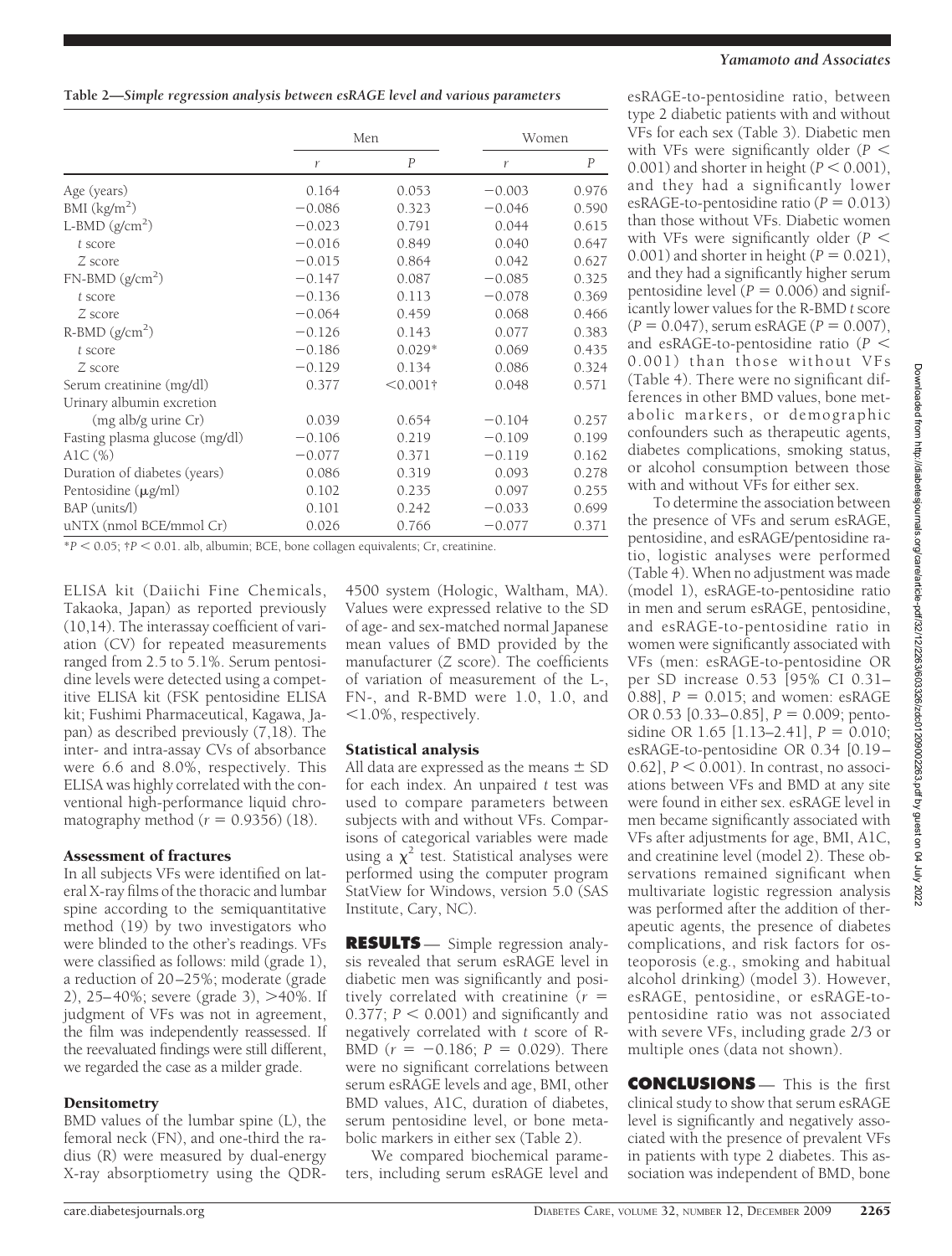**Table 2—Simple regression analysis between esRAGE level and various parameters**

| | Men | | Women | |
|---|---|---|---|---|
| | *r* | *P* | *r* | *P* |
| Age (years) | 0.164 | 0.053 | −0.003 | 0.976 |
| BMI (kg/m$^2$) | −0.086 | 0.323 | −0.046 | 0.590 |
| L-BMD (g/cm$^2$) | −0.023 | 0.791 | 0.044 | 0.615 |
| *t* score | −0.016 | 0.849 | 0.040 | 0.647 |
| *Z* score | −0.015 | 0.864 | 0.042 | 0.627 |
| FN-BMD (g/cm$^2$) | −0.147 | 0.087 | −0.085 | 0.325 |
| *t* score | −0.136 | 0.113 | −0.078 | 0.369 |
| *Z* score | −0.064 | 0.459 | 0.068 | 0.466 |
| R-BMD (g/cm$^2$) | −0.126 | 0.143 | 0.077 | 0.383 |
| *t* score | −0.186 | 0.029* | 0.069 | 0.435 |
| *Z* score | −0.129 | 0.134 | 0.086 | 0.324 |
| Serum creatinine (mg/dl) | 0.377 | <0.001† | 0.048 | 0.571 |
| Urinary albumin excretion (mg alb/g urine Cr) | 0.039 | 0.654 | −0.104 | 0.257 |
| Fasting plasma glucose (mg/dl) | −0.106 | 0.219 | −0.109 | 0.199 |
| A1C (%) | −0.077 | 0.371 | −0.119 | 0.162 |
| Duration of diabetes (years) | 0.086 | 0.319 | 0.093 | 0.278 |
| Pentosidine (μg/ml) | 0.102 | 0.235 | 0.097 | 0.255 |
| BAP (units/l) | 0.101 | 0.242 | −0.033 | 0.699 |
| uNTX (nmol BCE/mmol Cr) | 0.026 | 0.766 | −0.077 | 0.371 |

*$P < 0.05$; †$P < 0.01$. alb, albumin; BCE, bone collagen equivalents; Cr, creatinine.

ELISA kit (Daiichi Fine Chemicals, Takaoka, Japan) as reported previously (10,14). The interassay coefficient of variation (CV) for repeated measurements ranged from 2.5 to 5.1%. Serum pentosidine levels were detected using a competitive ELISA kit (FSK pentosidine ELISA kit; Fushimi Pharmaceutical, Kagawa, Japan) as described previously (7,18). The inter- and intra-assay CVs of absorbance were 6.6 and 8.0%, respectively. This ELISA was highly correlated with the conventional high-performance liquid chromatography method ($r = 0.9356$) (18).

### Assessment of fractures

In all subjects VFs were identified on lateral X-ray films of the thoracic and lumbar spine according to the semiquantitative method (19) by two investigators who were blinded to the other's readings. VFs were classified as follows: mild (grade 1), a reduction of 20–25%; moderate (grade 2), 25–40%; severe (grade 3), >40%. If judgment of VFs was not in agreement, the film was independently reassessed. If the reevaluated findings were still different, we regarded the case as a milder grade.

### Densitometry

BMD values of the lumbar spine (L), the femoral neck (FN), and one-third the radius (R) were measured by dual-energy X-ray absorptiometry using the QDR-4500 system (Hologic, Waltham, MA). Values were expressed relative to the SD of age- and sex-matched normal Japanese mean values of BMD provided by the manufacturer (*Z* score). The coefficients of variation of measurement of the L-, FN-, and R-BMD were 1.0, 1.0, and <1.0%, respectively.

### Statistical analysis

All data are expressed as the means ± SD for each index. An unpaired *t* test was used to compare parameters between subjects with and without VFs. Comparisons of categorical variables were made using a $\chi^2$ test. Statistical analyses were performed using the computer program StatView for Windows, version 5.0 (SAS Institute, Cary, NC).

## RESULTS

Simple regression analysis revealed that serum esRAGE level in diabetic men was significantly and positively correlated with creatinine ($r = 0.377$; $P < 0.001$) and significantly and negatively correlated with *t* score of R-BMD ($r = -0.186$; $P = 0.029$). There were no significant correlations between serum esRAGE levels and age, BMI, other BMD values, A1C, duration of diabetes, serum pentosidine level, or bone metabolic markers in either sex (Table 2).

We compared biochemical parameters, including serum esRAGE level and esRAGE-to-pentosidine ratio, between type 2 diabetic patients with and without VFs for each sex (Table 3). Diabetic men with VFs were significantly older ($P < 0.001$) and shorter in height ($P < 0.001$), and they had a significantly lower esRAGE-to-pentosidine ratio ($P = 0.013$) than those without VFs. Diabetic women with VFs were significantly older ($P < 0.001$) and shorter in height ($P = 0.021$), and they had a significantly higher serum pentosidine level ($P = 0.006$) and significantly lower values for the R-BMD *t* score ($P = 0.047$), serum esRAGE ($P = 0.007$), and esRAGE-to-pentosidine ratio ($P < 0.001$) than those without VFs (Table 4). There were no significant differences in other BMD values, bone metabolic markers, or demographic confounders such as therapeutic agents, diabetes complications, smoking status, or alcohol consumption between those with and without VFs for either sex.

To determine the association between the presence of VFs and serum esRAGE, pentosidine, and esRAGE/pentosidine ratio, logistic analyses were performed (Table 4). When no adjustment was made (model 1), esRAGE-to-pentosidine ratio in men and serum esRAGE, pentosidine, and esRAGE-to-pentosidine ratio in women were significantly associated with VFs (men: esRAGE-to-pentosidine OR per SD increase 0.53 [95% CI 0.31–0.88], $P = 0.015$; and women: esRAGE OR 0.53 [0.33–0.85], $P = 0.009$; pentosidine OR 1.65 [1.13–2.41], $P = 0.010$; esRAGE-to-pentosidine OR 0.34 [0.19–0.62], $P < 0.001$). In contrast, no associations between VFs and BMD at any site were found in either sex. esRAGE level in men became significantly associated with VFs after adjustments for age, BMI, A1C, and creatinine level (model 2). These observations remained significant when multivariate logistic regression analysis was performed after the addition of therapeutic agents, the presence of diabetes complications, and risk factors for osteoporosis (e.g., smoking and habitual alcohol drinking) (model 3). However, esRAGE, pentosidine, or esRAGE-to-pentosidine ratio was not associated with severe VFs, including grade 2/3 or multiple ones (data not shown).

## CONCLUSIONS

This is the first clinical study to show that serum esRAGE level is significantly and negatively associated with the presence of prevalent VFs in patients with type 2 diabetes. This association was independent of BMD, bone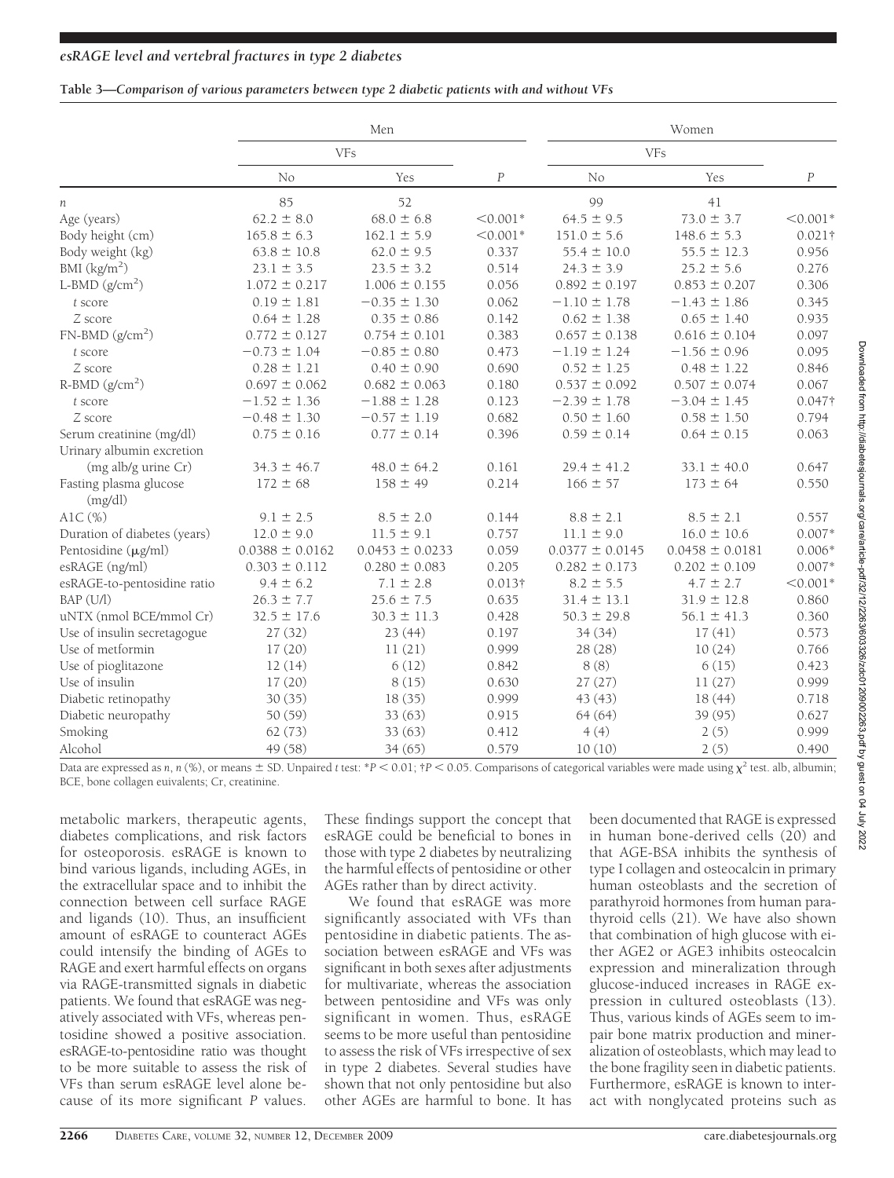**Table 3—Comparison of various parameters between type 2 diabetic patients with and without VFs**

| | Men | | | Women | | |
|---|---|---|---|---|---|---|
| | VFs | | | VFs | | |
| | No | Yes | $P$ | No | Yes | $P$ |
| $n$ | 85 | 52 | | 99 | 41 | |
| Age (years) | 62.2 ± 8.0 | 68.0 ± 6.8 | <0.001* | 64.5 ± 9.5 | 73.0 ± 3.7 | <0.001* |
| Body height (cm) | 165.8 ± 6.3 | 162.1 ± 5.9 | <0.001* | 151.0 ± 5.6 | 148.6 ± 5.3 | 0.021† |
| Body weight (kg) | 63.8 ± 10.8 | 62.0 ± 9.5 | 0.337 | 55.4 ± 10.0 | 55.5 ± 12.3 | 0.956 |
| BMI (kg/m$^2$) | 23.1 ± 3.5 | 23.5 ± 3.2 | 0.514 | 24.3 ± 3.9 | 25.2 ± 5.6 | 0.276 |
| L-BMD (g/cm$^2$) | 1.072 ± 0.217 | 1.006 ± 0.155 | 0.056 | 0.892 ± 0.197 | 0.853 ± 0.207 | 0.306 |
| *t* score | 0.19 ± 1.81 | −0.35 ± 1.30 | 0.062 | −1.10 ± 1.78 | −1.43 ± 1.86 | 0.345 |
| *Z* score | 0.64 ± 1.28 | 0.35 ± 0.86 | 0.142 | 0.62 ± 1.38 | 0.65 ± 1.40 | 0.935 |
| FN-BMD (g/cm$^2$) | 0.772 ± 0.127 | 0.754 ± 0.101 | 0.383 | 0.657 ± 0.138 | 0.616 ± 0.104 | 0.097 |
| *t* score | −0.73 ± 1.04 | −0.85 ± 0.80 | 0.473 | −1.19 ± 1.24 | −1.56 ± 0.96 | 0.095 |
| *Z* score | 0.28 ± 1.21 | 0.40 ± 0.90 | 0.690 | 0.52 ± 1.25 | 0.48 ± 1.22 | 0.846 |
| R-BMD (g/cm$^2$) | 0.697 ± 0.062 | 0.682 ± 0.063 | 0.180 | 0.537 ± 0.092 | 0.507 ± 0.074 | 0.067 |
| *t* score | −1.52 ± 1.36 | −1.88 ± 1.28 | 0.123 | −2.39 ± 1.78 | −3.04 ± 1.45 | 0.047† |
| *Z* score | −0.48 ± 1.30 | −0.57 ± 1.19 | 0.682 | 0.50 ± 1.60 | 0.58 ± 1.50 | 0.794 |
| Serum creatinine (mg/dl) | 0.75 ± 0.16 | 0.77 ± 0.14 | 0.396 | 0.59 ± 0.14 | 0.64 ± 0.15 | 0.063 |
| Urinary albumin excretion (mg alb/g urine Cr) | 34.3 ± 46.7 | 48.0 ± 64.2 | 0.161 | 29.4 ± 41.2 | 33.1 ± 40.0 | 0.647 |
| Fasting plasma glucose (mg/dl) | 172 ± 68 | 158 ± 49 | 0.214 | 166 ± 57 | 173 ± 64 | 0.550 |
| A1C (%) | 9.1 ± 2.5 | 8.5 ± 2.0 | 0.144 | 8.8 ± 2.1 | 8.5 ± 2.1 | 0.557 |
| Duration of diabetes (years) | 12.0 ± 9.0 | 11.5 ± 9.1 | 0.757 | 11.1 ± 9.0 | 16.0 ± 10.6 | 0.007* |
| Pentosidine (μg/ml) | 0.0388 ± 0.0162 | 0.0453 ± 0.0233 | 0.059 | 0.0377 ± 0.0145 | 0.0458 ± 0.0181 | 0.006* |
| esRAGE (ng/ml) | 0.303 ± 0.112 | 0.280 ± 0.083 | 0.205 | 0.282 ± 0.173 | 0.202 ± 0.109 | 0.007* |
| esRAGE-to-pentosidine ratio | 9.4 ± 6.2 | 7.1 ± 2.8 | 0.013† | 8.2 ± 5.5 | 4.7 ± 2.7 | <0.001* |
| BAP (U/l) | 26.3 ± 7.7 | 25.6 ± 7.5 | 0.635 | 31.4 ± 13.1 | 31.9 ± 12.8 | 0.860 |
| uNTX (nmol BCE/mmol Cr) | 32.5 ± 17.6 | 30.3 ± 11.3 | 0.428 | 50.3 ± 29.8 | 56.1 ± 41.3 | 0.360 |
| Use of insulin secretagogue | 27 (32) | 23 (44) | 0.197 | 34 (34) | 17 (41) | 0.573 |
| Use of metformin | 17 (20) | 11 (21) | 0.999 | 28 (28) | 10 (24) | 0.766 |
| Use of pioglitazone | 12 (14) | 6 (12) | 0.842 | 8 (8) | 6 (15) | 0.423 |
| Use of insulin | 17 (20) | 8 (15) | 0.630 | 27 (27) | 11 (27) | 0.999 |
| Diabetic retinopathy | 30 (35) | 18 (35) | 0.999 | 43 (43) | 18 (44) | 0.718 |
| Diabetic neuropathy | 50 (59) | 33 (63) | 0.915 | 64 (64) | 39 (95) | 0.627 |
| Smoking | 62 (73) | 33 (63) | 0.412 | 4 (4) | 2 (5) | 0.999 |
| Alcohol | 49 (58) | 34 (65) | 0.579 | 10 (10) | 2 (5) | 0.490 |

Data are expressed as $n$, $n$ (%), or means ± SD. Unpaired *t* test: $^*P < 0.01$; $^\dagger P < 0.05$. Comparisons of categorical variables were made using $\chi^2$ test. alb, albumin; BCE, bone collagen euivalents; Cr, creatinine.

metabolic markers, therapeutic agents, diabetes complications, and risk factors for osteoporosis. esRAGE is known to bind various ligands, including AGEs, in the extracellular space and to inhibit the connection between cell surface RAGE and ligands (10). Thus, an insufficient amount of esRAGE to counteract AGEs could intensify the binding of AGEs to RAGE and exert harmful effects on organs via RAGE-transmitted signals in diabetic patients. We found that esRAGE was negatively associated with VFs, whereas pentosidine showed a positive association. esRAGE-to-pentosidine ratio was thought to be more suitable to assess the risk of VFs than serum esRAGE level alone because of its more significant $P$ values. These findings support the concept that esRAGE could be beneficial to bones in those with type 2 diabetes by neutralizing the harmful effects of pentosidine or other AGEs rather than by direct activity.

We found that esRAGE was more significantly associated with VFs than pentosidine in diabetic patients. The association between esRAGE and VFs was significant in both sexes after adjustments for multivariate, whereas the association between pentosidine and VFs was only significant in women. Thus, esRAGE seems to be more useful than pentosidine to assess the risk of VFs irrespective of sex in type 2 diabetes. Several studies have shown that not only pentosidine but also other AGEs are harmful to bone. It has been documented that RAGE is expressed in human bone-derived cells (20) and that AGE-BSA inhibits the synthesis of type I collagen and osteocalcin in primary human osteoblasts and the secretion of parathyroid hormones from human parathyroid cells (21). We have also shown that combination of high glucose with either AGE2 or AGE3 inhibits osteocalcin expression and mineralization through glucose-induced increases in RAGE expression in cultured osteoblasts (13). Thus, various kinds of AGEs seem to impair bone matrix production and mineralization of osteoblasts, which may lead to the bone fragility seen in diabetic patients. Furthermore, esRAGE is known to interact with nonglycated proteins such as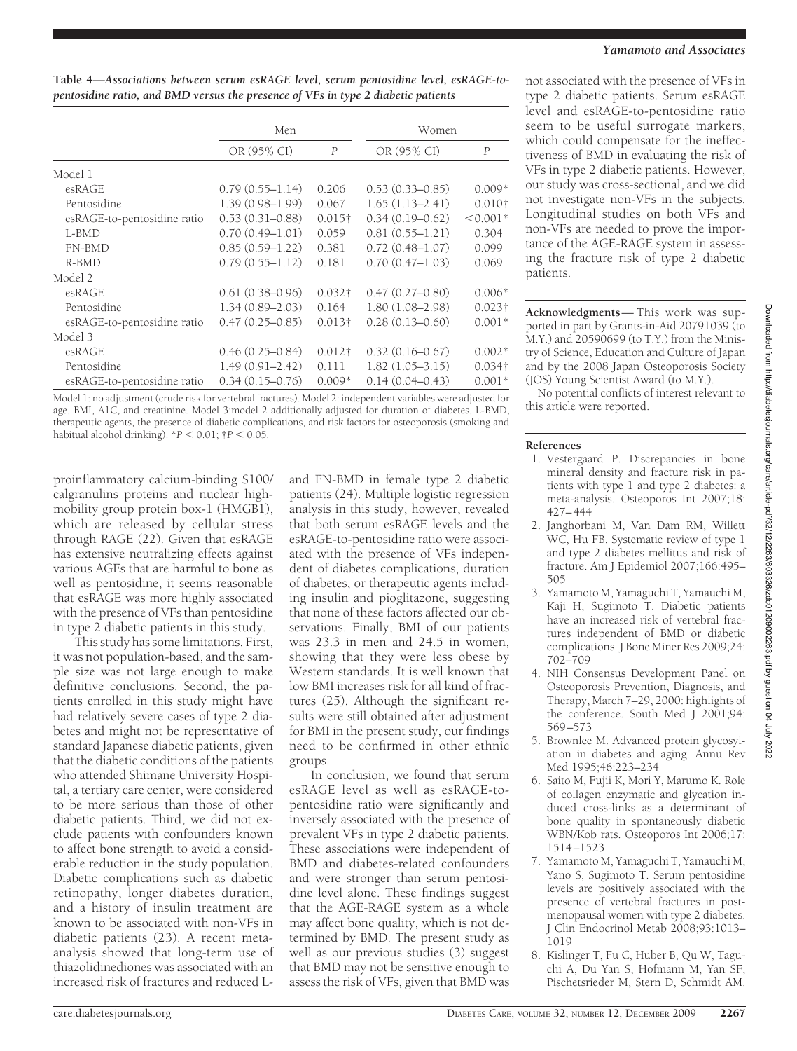**Table 4—Associations between serum esRAGE level, serum pentosidine level, esRAGE-to-pentosidine ratio, and BMD versus the presence of VFs in type 2 diabetic patients**

| | Men | | Women | |
|---|---|---|---|---|
| | OR (95% CI) | $P$ | OR (95% CI) | $P$ |
| Model 1 | | | | |
| esRAGE | 0.79 (0.55–1.14) | 0.206 | 0.53 (0.33–0.85) | 0.009* |
| Pentosidine | 1.39 (0.98–1.99) | 0.067 | 1.65 (1.13–2.41) | 0.010† |
| esRAGE-to-pentosidine ratio | 0.53 (0.31–0.88) | 0.015† | 0.34 (0.19–0.62) | <0.001* |
| L-BMD | 0.70 (0.49–1.01) | 0.059 | 0.81 (0.55–1.21) | 0.304 |
| FN-BMD | 0.85 (0.59–1.22) | 0.381 | 0.72 (0.48–1.07) | 0.099 |
| R-BMD | 0.79 (0.55–1.12) | 0.181 | 0.70 (0.47–1.03) | 0.069 |
| Model 2 | | | | |
| esRAGE | 0.61 (0.38–0.96) | 0.032† | 0.47 (0.27–0.80) | 0.006* |
| Pentosidine | 1.34 (0.89–2.03) | 0.164 | 1.80 (1.08–2.98) | 0.023† |
| esRAGE-to-pentosidine ratio | 0.47 (0.25–0.85) | 0.013† | 0.28 (0.13–0.60) | 0.001* |
| Model 3 | | | | |
| esRAGE | 0.46 (0.25–0.84) | 0.012† | 0.32 (0.16–0.67) | 0.002* |
| Pentosidine | 1.49 (0.91–2.42) | 0.111 | 1.82 (1.05–3.15) | 0.034† |
| esRAGE-to-pentosidine ratio | 0.34 (0.15–0.76) | 0.009* | 0.14 (0.04–0.43) | 0.001* |

Model 1: no adjustment (crude risk for vertebral fractures). Model 2: independent variables were adjusted for age, BMI, A1C, and creatinine. Model 3:model 2 additionally adjusted for duration of diabetes, L-BMD, therapeutic agents, the presence of diabetic complications, and risk factors for osteoporosis (smoking and habitual alcohol drinking). *$P < 0.01$; †$P < 0.05$.

proinflammatory calcium-binding S100/calgranulins proteins and nuclear high-mobility group protein box-1 (HMGB1), which are released by cellular stress through RAGE (22). Given that esRAGE has extensive neutralizing effects against various AGEs that are harmful to bone as well as pentosidine, it seems reasonable that esRAGE was more highly associated with the presence of VFs than pentosidine in type 2 diabetic patients in this study.

This study has some limitations. First, it was not population-based, and the sample size was not large enough to make definitive conclusions. Second, the patients enrolled in this study might have had relatively severe cases of type 2 diabetes and might not be representative of standard Japanese diabetic patients, given that the diabetic conditions of the patients who attended Shimane University Hospital, a tertiary care center, were considered to be more serious than those of other diabetic patients. Third, we did not exclude patients with confounders known to affect bone strength to avoid a considerable reduction in the study population. Diabetic complications such as diabetic retinopathy, longer diabetes duration, and a history of insulin treatment are known to be associated with non-VFs in diabetic patients (23). A recent meta-analysis showed that long-term use of thiazolidinediones was associated with an increased risk of fractures and reduced L- and FN-BMD in female type 2 diabetic patients (24). Multiple logistic regression analysis in this study, however, revealed that both serum esRAGE levels and the esRAGE-to-pentosidine ratio were associated with the presence of VFs independent of diabetes complications, duration of diabetes, or therapeutic agents including insulin and pioglitazone, suggesting that none of these factors affected our observations. Finally, BMI of our patients was 23.3 in men and 24.5 in women, showing that they were less obese by Western standards. It is well known that low BMI increases risk for all kind of fractures (25). Although the significant results were still obtained after adjustment for BMI in the present study, our findings need to be confirmed in other ethnic groups.

In conclusion, we found that serum esRAGE level as well as esRAGE-to-pentosidine ratio were significantly and inversely associated with the presence of prevalent VFs in type 2 diabetic patients. These associations were independent of BMD and diabetes-related confounders and were stronger than serum pentosidine level alone. These findings suggest that the AGE-RAGE system as a whole may affect bone quality, which is not determined by BMD. The present study as well as our previous studies (3) suggest that BMD may not be sensitive enough to assess the risk of VFs, given that BMD was not associated with the presence of VFs in type 2 diabetic patients. Serum esRAGE level and esRAGE-to-pentosidine ratio seem to be useful surrogate markers, which could compensate for the ineffectiveness of BMD in evaluating the risk of VFs in type 2 diabetic patients. However, our study was cross-sectional, and we did not investigate non-VFs in the subjects. Longitudinal studies on both VFs and non-VFs are needed to prove the importance of the AGE-RAGE system in assessing the fracture risk of type 2 diabetic patients.

**Acknowledgments**— This work was supported in part by Grants-in-Aid 20791039 (to M.Y.) and 20590699 (to T.Y.) from the Ministry of Science, Education and Culture of Japan and by the 2008 Japan Osteoporosis Society (JOS) Young Scientist Award (to M.Y.).

No potential conflicts of interest relevant to this article were reported.

## References

1. Vestergaard P. Discrepancies in bone mineral density and fracture risk in patients with type 1 and type 2 diabetes: a meta-analysis. Osteoporos Int 2007;18: 427–444
2. Janghorbani M, Van Dam RM, Willett WC, Hu FB. Systematic review of type 1 and type 2 diabetes mellitus and risk of fracture. Am J Epidemiol 2007;166:495–505
3. Yamamoto M, Yamaguchi T, Yamauchi M, Kaji H, Sugimoto T. Diabetic patients have an increased risk of vertebral fractures independent of BMD or diabetic complications. J Bone Miner Res 2009;24: 702–709
4. NIH Consensus Development Panel on Osteoporosis Prevention, Diagnosis, and Therapy, March 7–29, 2000: highlights of the conference. South Med J 2001;94: 569–573
5. Brownlee M. Advanced protein glycosylation in diabetes and aging. Annu Rev Med 1995;46:223–234
6. Saito M, Fujii K, Mori Y, Marumo K. Role of collagen enzymatic and glycation induced cross-links as a determinant of bone quality in spontaneously diabetic WBN/Kob rats. Osteoporos Int 2006;17: 1514–1523
7. Yamamoto M, Yamaguchi T, Yamauchi M, Yano S, Sugimoto T. Serum pentosidine levels are positively associated with the presence of vertebral fractures in postmenopausal women with type 2 diabetes. J Clin Endocrinol Metab 2008;93:1013–1019
8. Kislinger T, Fu C, Huber B, Qu W, Taguchi A, Du Yan S, Hofmann M, Yan SF, Pischetsrieder M, Stern D, Schmidt AM.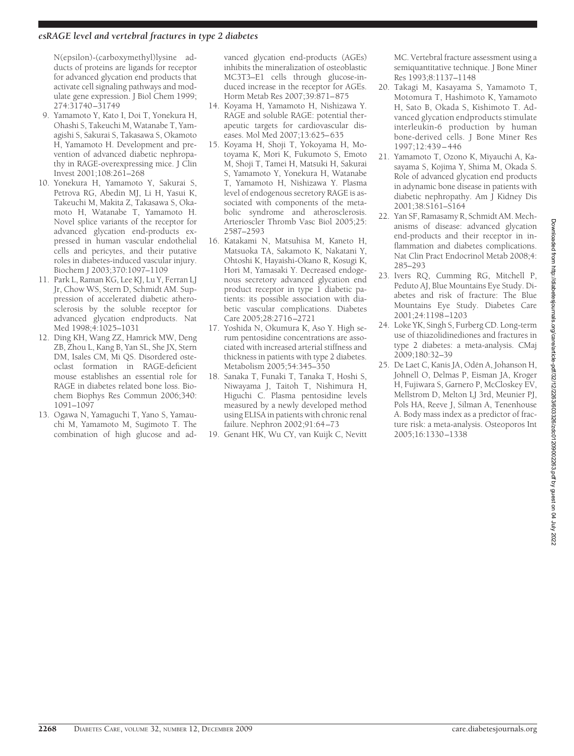N(epsilon)-(carboxymethyl)lysine adducts of proteins are ligands for receptor for advanced glycation end products that activate cell signaling pathways and modulate gene expression. J Biol Chem 1999; 274:31740–31749

9. Yamamoto Y, Kato I, Doi T, Yonekura H, Ohashi S, Takeuchi M, Watanabe T, Yamagishi S, Sakurai S, Takasawa S, Okamoto H, Yamamoto H. Development and prevention of advanced diabetic nephropathy in RAGE-overexpressing mice. J Clin Invest 2001;108:261–268
10. Yonekura H, Yamamoto Y, Sakurai S, Petrova RG, Abedin MJ, Li H, Yasui K, Takeuchi M, Makita Z, Takasawa S, Okamoto H, Watanabe T, Yamamoto H. Novel splice variants of the receptor for advanced glycation end-products expressed in human vascular endothelial cells and pericytes, and their putative roles in diabetes-induced vascular injury. Biochem J 2003;370:1097–1109
11. Park L, Raman KG, Lee KJ, Lu Y, Ferran LJ Jr, Chow WS, Stern D, Schmidt AM. Suppression of accelerated diabetic atherosclerosis by the soluble receptor for advanced glycation endproducts. Nat Med 1998;4:1025–1031
12. Ding KH, Wang ZZ, Hamrick MW, Deng ZB, Zhou L, Kang B, Yan SL, She JX, Stern DM, Isales CM, Mi QS. Disordered osteoclast formation in RAGE-deficient mouse establishes an essential role for RAGE in diabetes related bone loss. Biochem Biophys Res Commun 2006;340: 1091–1097
13. Ogawa N, Yamaguchi T, Yano S, Yamauchi M, Yamamoto M, Sugimoto T. The combination of high glucose and advanced glycation end-products (AGEs) inhibits the mineralization of osteoblastic MC3T3–E1 cells through glucose-induced increase in the receptor for AGEs. Horm Metab Res 2007;39:871–875
14. Koyama H, Yamamoto H, Nishizawa Y. RAGE and soluble RAGE: potential therapeutic targets for cardiovascular diseases. Mol Med 2007;13:625–635
15. Koyama H, Shoji T, Yokoyama H, Motoyama K, Mori K, Fukumoto S, Emoto M, Shoji T, Tamei H, Matsuki H, Sakurai S, Yamamoto Y, Yonekura H, Watanabe T, Yamamoto H, Nishizawa Y. Plasma level of endogenous secretory RAGE is associated with components of the metabolic syndrome and atherosclerosis. Arterioscler Thromb Vasc Biol 2005;25: 2587–2593
16. Katakami N, Matsuhisa M, Kaneto H, Matsuoka TA, Sakamoto K, Nakatani Y, Ohtoshi K, Hayaishi-Okano R, Kosugi K, Hori M, Yamasaki Y. Decreased endogenous secretory advanced glycation end product receptor in type 1 diabetic patients: its possible association with diabetic vascular complications. Diabetes Care 2005;28:2716–2721
17. Yoshida N, Okumura K, Aso Y. High serum pentosidine concentrations are associated with increased arterial stiffness and thickness in patients with type 2 diabetes. Metabolism 2005;54:345–350
18. Sanaka T, Funaki T, Tanaka T, Hoshi S, Niwayama J, Taitoh T, Nishimura H, Higuchi C. Plasma pentosidine levels measured by a newly developed method using ELISA in patients with chronic renal failure. Nephron 2002;91:64–73
19. Genant HK, Wu CY, van Kuijk C, Nevitt MC. Vertebral fracture assessment using a semiquantitative technique. J Bone Miner Res 1993;8:1137–1148
20. Takagi M, Kasayama S, Yamamoto T, Motomura T, Hashimoto K, Yamamoto H, Sato B, Okada S, Kishimoto T. Advanced glycation endproducts stimulate interleukin-6 production by human bone-derived cells. J Bone Miner Res 1997;12:439–446
21. Yamamoto T, Ozono K, Miyauchi A, Kasayama S, Kojima Y, Shima M, Okada S. Role of advanced glycation end products in adynamic bone disease in patients with diabetic nephropathy. Am J Kidney Dis 2001;38:S161–S164
22. Yan SF, Ramasamy R, Schmidt AM. Mechanisms of disease: advanced glycation end-products and their receptor in inflammation and diabetes complications. Nat Clin Pract Endocrinol Metab 2008;4: 285–293
23. Ivers RQ, Cumming RG, Mitchell P, Peduto AJ, Blue Mountains Eye Study. Diabetes and risk of fracture: The Blue Mountains Eye Study. Diabetes Care 2001;24:1198–1203
24. Loke YK, Singh S, Furberg CD. Long-term use of thiazolidinediones and fractures in type 2 diabetes: a meta-analysis. CMaj 2009;180:32–39
25. De Laet C, Kanis JA, Odén A, Johanson H, Johnell O, Delmas P, Eisman JA, Kroger H, Fujiwara S, Garnero P, McCloskey EV, Mellstrom D, Melton LJ 3rd, Meunier PJ, Pols HA, Reeve J, Silman A, Tenenhouse A. Body mass index as a predictor of fracture risk: a meta-analysis. Osteoporos Int 2005;16:1330–1338